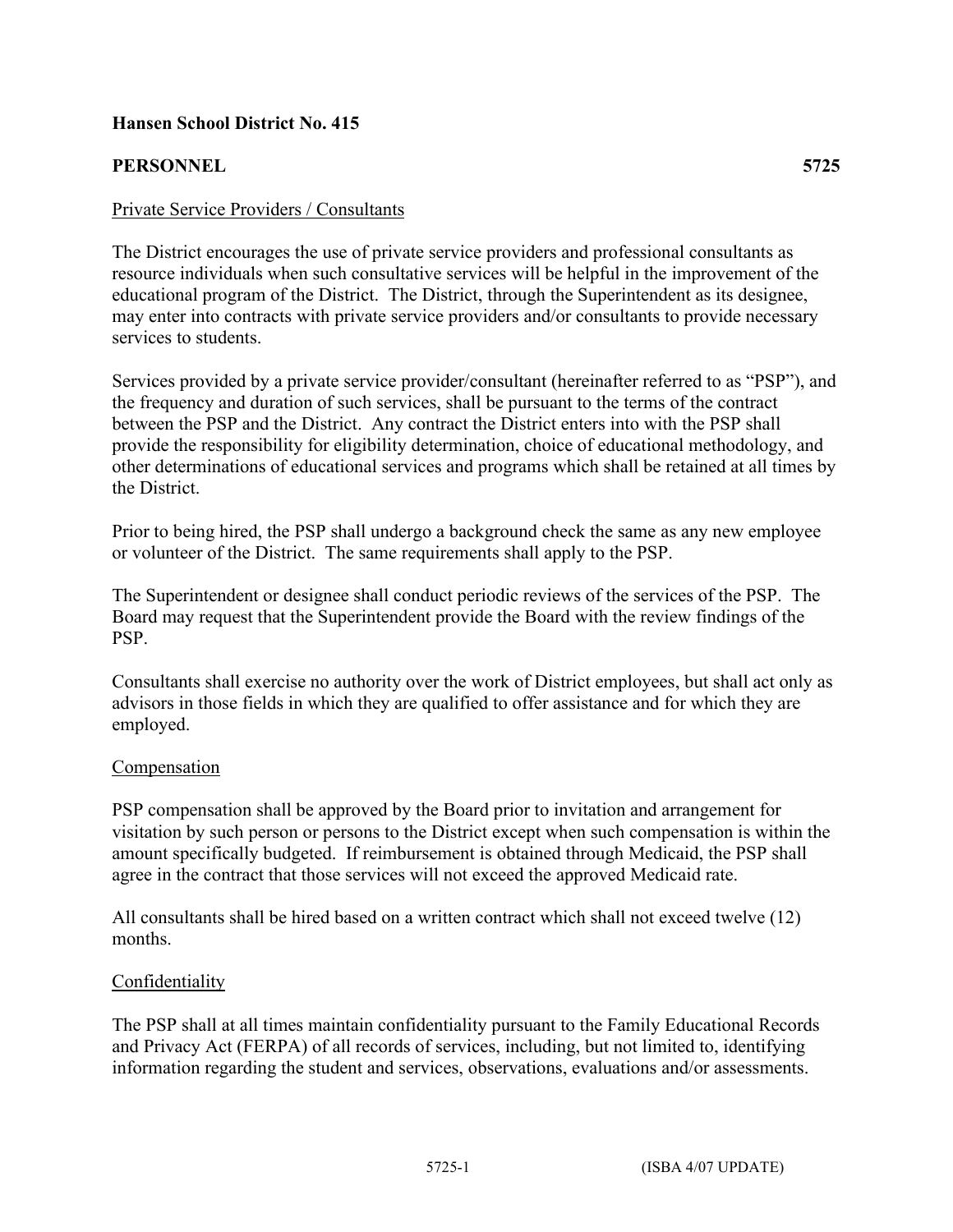**Hansen School District No. 415**

**PERSONNEL 5725**

Private Service Providers / Consultants

The District encourages the use of private service providers and professional consultants as resource individuals when such consultative services will be helpful in the improvement of the educational program of the District. The District, through the Superintendent as its designee, may enter into contracts with private service providers and/or consultants to provide necessary services to students.

Services provided by a private service provider/consultant (hereinafter referred to as "PSP"), and the frequency and duration of such services, shall be pursuant to the terms of the contract between the PSP and the District. Any contract the District enters into with the PSP shall provide the responsibility for eligibility determination, choice of educational methodology, and other determinations of educational services and programs which shall be retained at all times by the District.

Prior to being hired, the PSP shall undergo a background check the same as any new employee or volunteer of the District. The same requirements shall apply to the PSP.

The Superintendent or designee shall conduct periodic reviews of the services of the PSP. The Board may request that the Superintendent provide the Board with the review findings of the PSP.

Consultants shall exercise no authority over the work of District employees, but shall act only as advisors in those fields in which they are qualified to offer assistance and for which they are employed.

Compensation

PSP compensation shall be approved by the Board prior to invitation and arrangement for visitation by such person or persons to the District except when such compensation is within the amount specifically budgeted. If reimbursement is obtained through Medicaid, the PSP shall agree in the contract that those services will not exceed the approved Medicaid rate.

All consultants shall be hired based on a written contract which shall not exceed twelve (12) months.

Confidentiality

The PSP shall at all times maintain confidentiality pursuant to the Family Educational Records and Privacy Act (FERPA) of all records of services, including, but not limited to, identifying information regarding the student and services, observations, evaluations and/or assessments.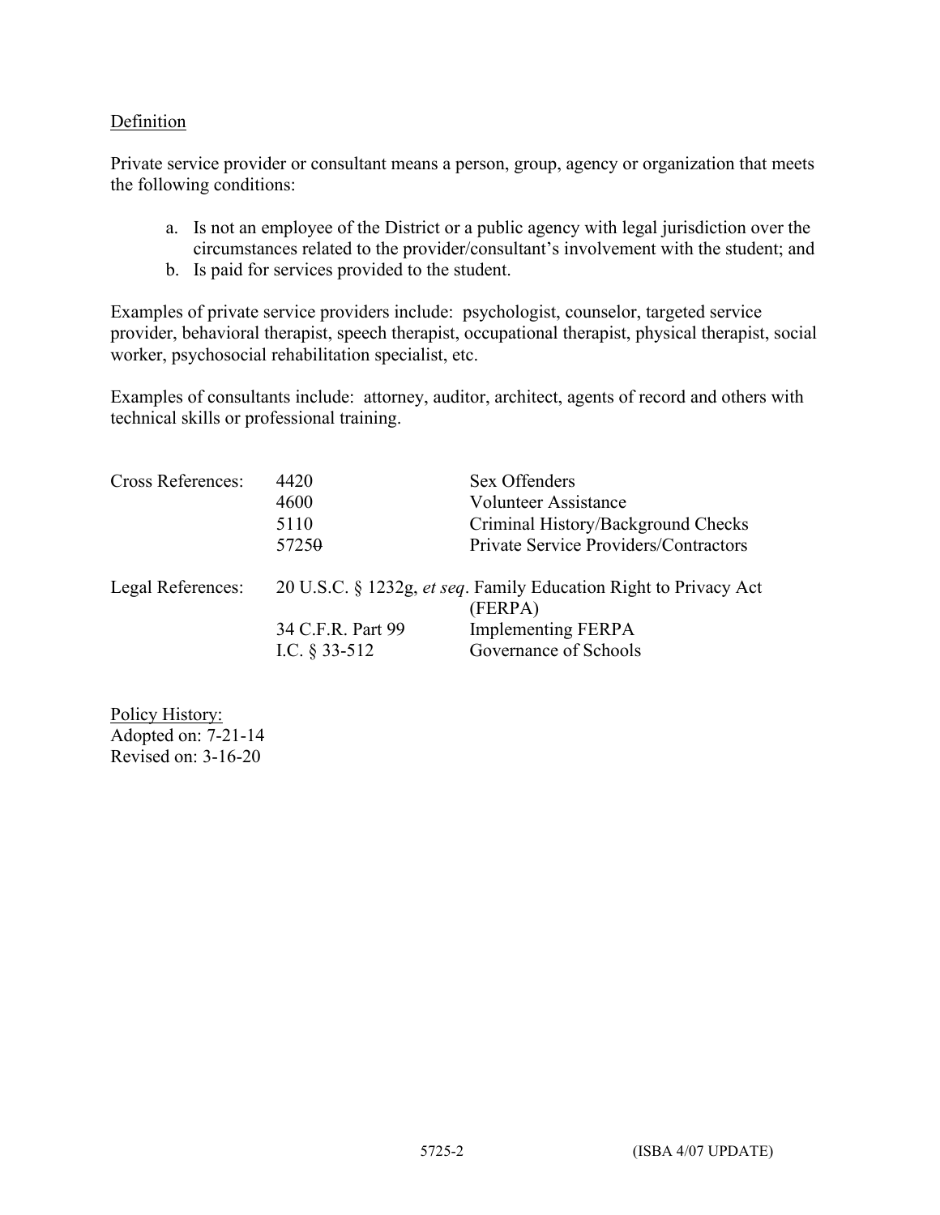Definition

Private service provider or consultant means a person, group, agency or organization that meets the following conditions:

a. Is not an employee of the District or a public agency with legal jurisdiction over the circumstances related to the provider/consultant's involvement with the student; and
b. Is paid for services provided to the student.

Examples of private service providers include: psychologist, counselor, targeted service provider, behavioral therapist, speech therapist, occupational therapist, physical therapist, social worker, psychosocial rehabilitation specialist, etc.

Examples of consultants include: attorney, auditor, architect, agents of record and others with technical skills or professional training.

| | | |
|---|---|---|
| Cross References: | 4420 | Sex Offenders |
| | 4600 | Volunteer Assistance |
| | 5110 | Criminal History/Background Checks |
| | 5725~~0~~ | Private Service Providers/Contractors |
| Legal References: | 20 U.S.C. § 1232g, *et seq*. | Family Education Right to Privacy Act (FERPA) |
| | 34 C.F.R. Part 99 | Implementing FERPA |
| | I.C. § 33-512 | Governance of Schools |

Policy History:
Adopted on: 7-21-14
Revised on: 3-16-20